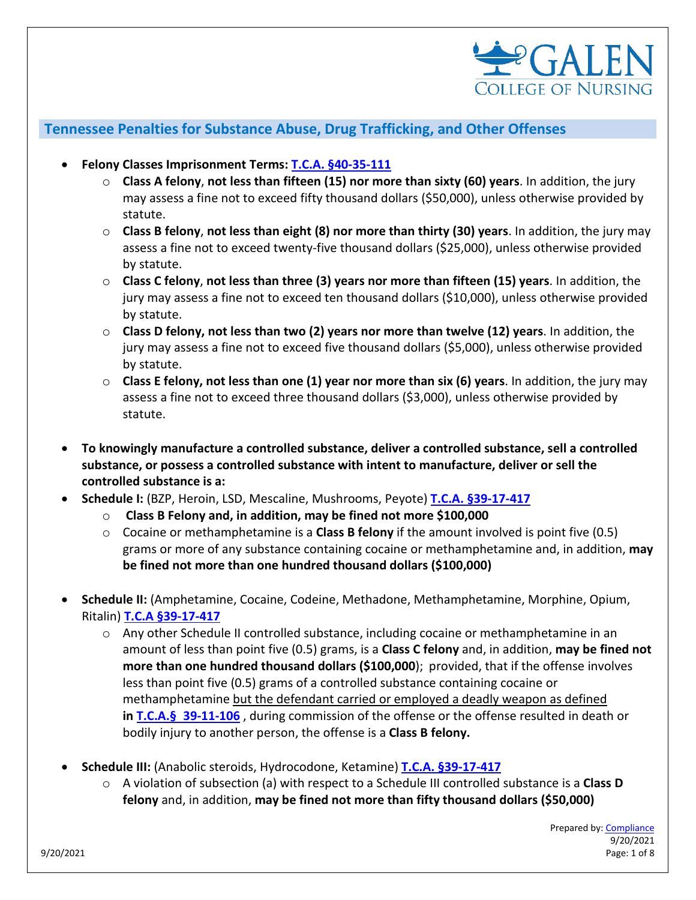## Tennessee Penalties for Substance Abuse, Drug Trafficking, and Other Offenses

- **Felony Classes Imprisonment Terms: T.C.A. §40-35-111**
  - **Class A felony**, **not less than fifteen (15) nor more than sixty (60) years**. In addition, the jury may assess a fine not to exceed fifty thousand dollars ($50,000), unless otherwise provided by statute.
  - **Class B felony**, **not less than eight (8) nor more than thirty (30) years**. In addition, the jury may assess a fine not to exceed twenty-five thousand dollars ($25,000), unless otherwise provided by statute.
  - **Class C felony**, **not less than three (3) years nor more than fifteen (15) years**. In addition, the jury may assess a fine not to exceed ten thousand dollars ($10,000), unless otherwise provided by statute.
  - **Class D felony, not less than two (2) years nor more than twelve (12) years**. In addition, the jury may assess a fine not to exceed five thousand dollars ($5,000), unless otherwise provided by statute.
  - **Class E felony, not less than one (1) year nor more than six (6) years**. In addition, the jury may assess a fine not to exceed three thousand dollars ($3,000), unless otherwise provided by statute.

- **To knowingly manufacture a controlled substance, deliver a controlled substance, sell a controlled substance, or possess a controlled substance with intent to manufacture, deliver or sell the controlled substance is a:**
- **Schedule I:** (BZP, Heroin, LSD, Mescaline, Mushrooms, Peyote) **T.C.A. §39-17-417**
  - **Class B Felony and, in addition, may be fined not more $100,000**
  - Cocaine or methamphetamine is a **Class B felony** if the amount involved is point five (0.5) grams or more of any substance containing cocaine or methamphetamine and, in addition, **may be fined not more than one hundred thousand dollars ($100,000)**

- **Schedule II:** (Amphetamine, Cocaine, Codeine, Methadone, Methamphetamine, Morphine, Opium, Ritalin) **T.C.A §39-17-417**
  - Any other Schedule II controlled substance, including cocaine or methamphetamine in an amount of less than point five (0.5) grams, is a **Class C felony** and, in addition, **may be fined not more than one hundred thousand dollars ($100,000**); provided, that if the offense involves less than point five (0.5) grams of a controlled substance containing cocaine or methamphetamine but the defendant carried or employed a deadly weapon as defined **in T.C.A.§ 39-11-106** , during commission of the offense or the offense resulted in death or bodily injury to another person, the offense is a **Class B felony.**

- **Schedule III:** (Anabolic steroids, Hydrocodone, Ketamine) **T.C.A. §39-17-417**
  - A violation of subsection (a) with respect to a Schedule III controlled substance is a **Class D felony** and, in addition, **may be fined not more than fifty thousand dollars ($50,000)**

Prepared by: Compliance
9/20/2021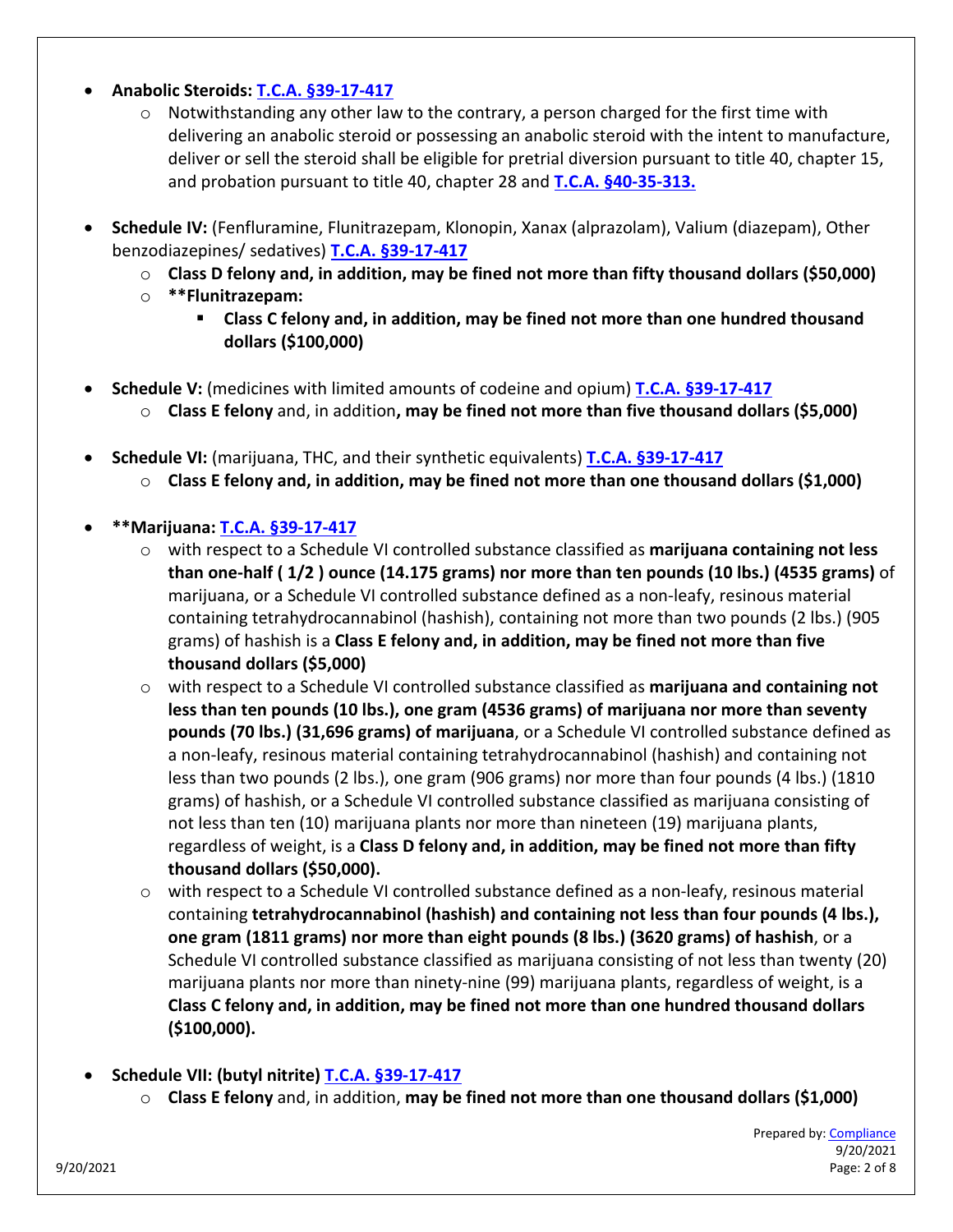- **Anabolic Steroids: [T.C.A. §39-17-417]()**
    - Notwithstanding any other law to the contrary, a person charged for the first time with delivering an anabolic steroid or possessing an anabolic steroid with the intent to manufacture, deliver or sell the steroid shall be eligible for pretrial diversion pursuant to title 40, chapter 15, and probation pursuant to title 40, chapter 28 and **[T.C.A. §40-35-313.]()**

- **Schedule IV:** (Fenfluramine, Flunitrazepam, Klonopin, Xanax (alprazolam), Valium (diazepam), Other benzodiazepines/ sedatives) **[T.C.A. §39-17-417]()**
    - **Class D felony and, in addition, may be fined not more than fifty thousand dollars ($50,000)**
    - **\*\*Flunitrazepam:**
        - **Class C felony and, in addition, may be fined not more than one hundred thousand dollars ($100,000)**

- **Schedule V:** (medicines with limited amounts of codeine and opium) **[T.C.A. §39-17-417]()**
    - **Class E felony** and, in addition**, may be fined not more than five thousand dollars ($5,000)**

- **Schedule VI:** (marijuana, THC, and their synthetic equivalents) **[T.C.A. §39-17-417]()**
    - **Class E felony and, in addition, may be fined not more than one thousand dollars ($1,000)**

- **\*\*Marijuana: [T.C.A. §39-17-417]()**
    - with respect to a Schedule VI controlled substance classified as **marijuana containing not less than one-half ( 1/2 ) ounce (14.175 grams) nor more than ten pounds (10 lbs.) (4535 grams)** of marijuana, or a Schedule VI controlled substance defined as a non-leafy, resinous material containing tetrahydrocannabinol (hashish), containing not more than two pounds (2 lbs.) (905 grams) of hashish is a **Class E felony and, in addition, may be fined not more than five thousand dollars ($5,000)**
    - with respect to a Schedule VI controlled substance classified as **marijuana and containing not less than ten pounds (10 lbs.), one gram (4536 grams) of marijuana nor more than seventy pounds (70 lbs.) (31,696 grams) of marijuana**, or a Schedule VI controlled substance defined as a non-leafy, resinous material containing tetrahydrocannabinol (hashish) and containing not less than two pounds (2 lbs.), one gram (906 grams) nor more than four pounds (4 lbs.) (1810 grams) of hashish, or a Schedule VI controlled substance classified as marijuana consisting of not less than ten (10) marijuana plants nor more than nineteen (19) marijuana plants, regardless of weight, is a **Class D felony and, in addition, may be fined not more than fifty thousand dollars ($50,000).**
    - with respect to a Schedule VI controlled substance defined as a non-leafy, resinous material containing **tetrahydrocannabinol (hashish) and containing not less than four pounds (4 lbs.), one gram (1811 grams) nor more than eight pounds (8 lbs.) (3620 grams) of hashish**, or a Schedule VI controlled substance classified as marijuana consisting of not less than twenty (20) marijuana plants nor more than ninety-nine (99) marijuana plants, regardless of weight, is a **Class C felony and, in addition, may be fined not more than one hundred thousand dollars ($100,000).**

- **Schedule VII: (butyl nitrite) [T.C.A. §39-17-417]()**
    - **Class E felony** and, in addition, **may be fined not more than one thousand dollars ($1,000)**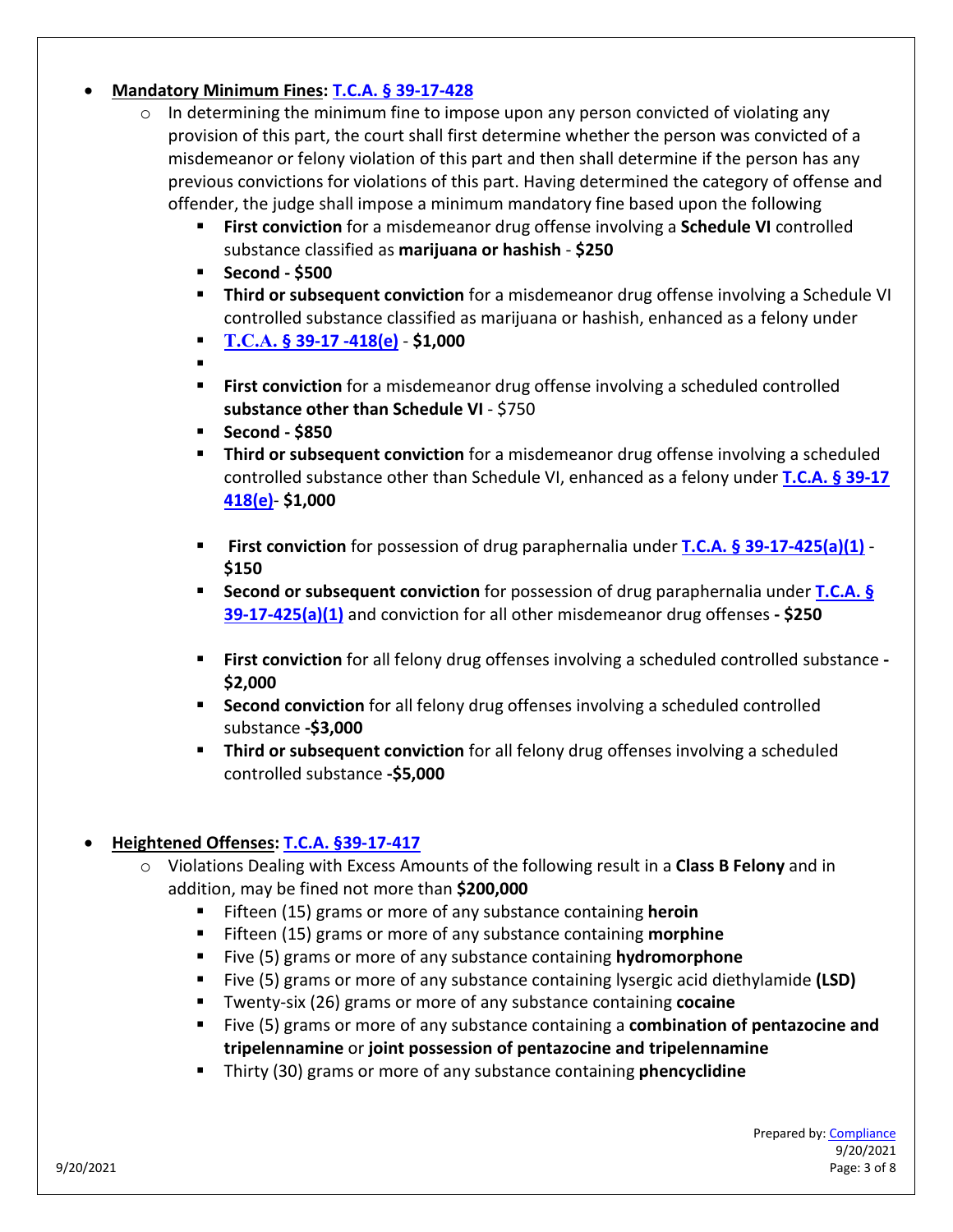- **Mandatory Minimum Fines: T.C.A. § 39-17-428**
  - In determining the minimum fine to impose upon any person convicted of violating any provision of this part, the court shall first determine whether the person was convicted of a misdemeanor or felony violation of this part and then shall determine if the person has any previous convictions for violations of this part. Having determined the category of offense and offender, the judge shall impose a minimum mandatory fine based upon the following
    - **First conviction** for a misdemeanor drug offense involving a **Schedule VI** controlled substance classified as **marijuana or hashish** - **$250**
    - **Second - $500**
    - **Third or subsequent conviction** for a misdemeanor drug offense involving a Schedule VI controlled substance classified as marijuana or hashish, enhanced as a felony under
    - **T.C.A. § 39-17 -418(e)** - **$1,000**
    - 
    - **First conviction** for a misdemeanor drug offense involving a scheduled controlled **substance other than Schedule VI** - $750
    - **Second - $850**
    - **Third or subsequent conviction** for a misdemeanor drug offense involving a scheduled controlled substance other than Schedule VI, enhanced as a felony under **T.C.A. § 39-17 418(e)**- **$1,000**
    - **First conviction** for possession of drug paraphernalia under **T.C.A. § 39-17-425(a)(1)** - **$150**
    - **Second or subsequent conviction** for possession of drug paraphernalia under **T.C.A. § 39-17-425(a)(1)** and conviction for all other misdemeanor drug offenses **- $250**
    - **First conviction** for all felony drug offenses involving a scheduled controlled substance **- $2,000**
    - **Second conviction** for all felony drug offenses involving a scheduled controlled substance **-$3,000**
    - **Third or subsequent conviction** for all felony drug offenses involving a scheduled controlled substance **-$5,000**

- **Heightened Offenses: T.C.A. §39-17-417**
  - Violations Dealing with Excess Amounts of the following result in a **Class B Felony** and in addition, may be fined not more than **$200,000**
    - Fifteen (15) grams or more of any substance containing **heroin**
    - Fifteen (15) grams or more of any substance containing **morphine**
    - Five (5) grams or more of any substance containing **hydromorphone**
    - Five (5) grams or more of any substance containing lysergic acid diethylamide **(LSD)**
    - Twenty-six (26) grams or more of any substance containing **cocaine**
    - Five (5) grams or more of any substance containing a **combination of pentazocine and tripelennamine** or **joint possession of pentazocine and tripelennamine**
    - Thirty (30) grams or more of any substance containing **phencyclidine**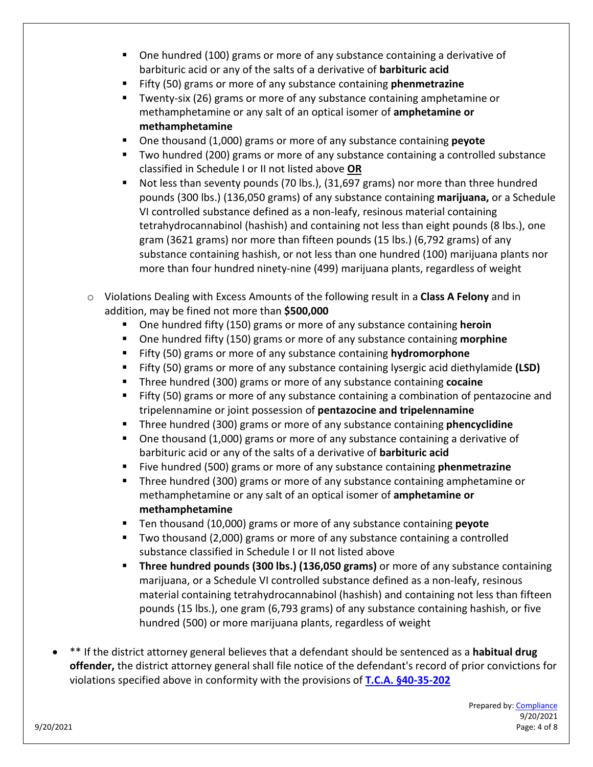- One hundred (100) grams or more of any substance containing a derivative of barbituric acid or any of the salts of a derivative of **barbituric acid**
- Fifty (50) grams or more of any substance containing **phenmetrazine**
- Twenty-six (26) grams or more of any substance containing amphetamine or methamphetamine or any salt of an optical isomer of **amphetamine or methamphetamine**
- One thousand (1,000) grams or more of any substance containing **peyote**
- Two hundred (200) grams or more of any substance containing a controlled substance classified in Schedule I or II not listed above **OR**
- Not less than seventy pounds (70 lbs.), (31,697 grams) nor more than three hundred pounds (300 lbs.) (136,050 grams) of any substance containing **marijuana,** or a Schedule VI controlled substance defined as a non-leafy, resinous material containing tetrahydrocannabinol (hashish) and containing not less than eight pounds (8 lbs.), one gram (3621 grams) nor more than fifteen pounds (15 lbs.) (6,792 grams) of any substance containing hashish, or not less than one hundred (100) marijuana plants nor more than four hundred ninety-nine (499) marijuana plants, regardless of weight

- Violations Dealing with Excess Amounts of the following result in a **Class A Felony** and in addition, may be fined not more than **$500,000**
  - One hundred fifty (150) grams or more of any substance containing **heroin**
  - One hundred fifty (150) grams or more of any substance containing **morphine**
  - Fifty (50) grams or more of any substance containing **hydromorphone**
  - Fifty (50) grams or more of any substance containing lysergic acid diethylamide **(LSD)**
  - Three hundred (300) grams or more of any substance containing **cocaine**
  - Fifty (50) grams or more of any substance containing a combination of pentazocine and tripelennamine or joint possession of **pentazocine and tripelennamine**
  - Three hundred (300) grams or more of any substance containing **phencyclidine**
  - One thousand (1,000) grams or more of any substance containing a derivative of barbituric acid or any of the salts of a derivative of **barbituric acid**
  - Five hundred (500) grams or more of any substance containing **phenmetrazine**
  - Three hundred (300) grams or more of any substance containing amphetamine or methamphetamine or any salt of an optical isomer of **amphetamine or methamphetamine**
  - Ten thousand (10,000) grams or more of any substance containing **peyote**
  - Two thousand (2,000) grams or more of any substance containing a controlled substance classified in Schedule I or II not listed above
  - **Three hundred pounds (300 lbs.) (136,050 grams)** or more of any substance containing marijuana, or a Schedule VI controlled substance defined as a non-leafy, resinous material containing tetrahydrocannabinol (hashish) and containing not less than fifteen pounds (15 lbs.), one gram (6,793 grams) of any substance containing hashish, or five hundred (500) or more marijuana plants, regardless of weight

- ** If the district attorney general believes that a defendant should be sentenced as a **habitual drug offender,** the district attorney general shall file notice of the defendant's record of prior convictions for violations specified above in conformity with the provisions of **T.C.A. §40-35-202**

Prepared by: Compliance
9/20/2021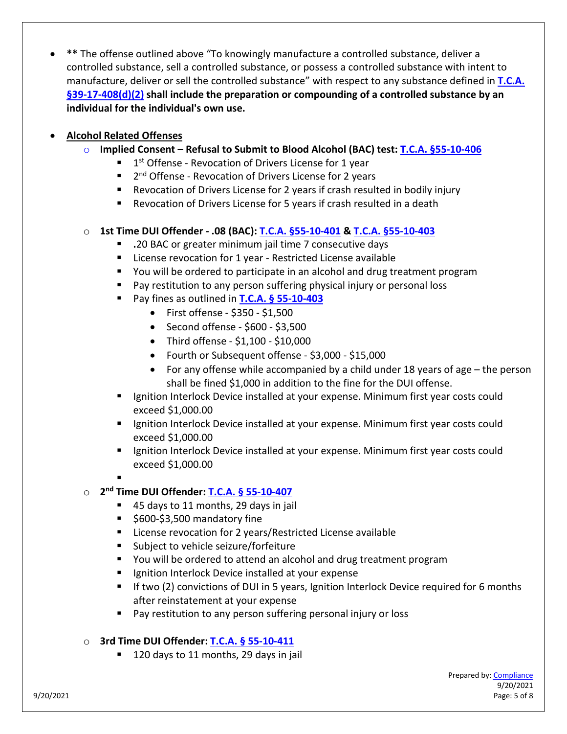- **\*\*** The offense outlined above "To knowingly manufacture a controlled substance, deliver a controlled substance, sell a controlled substance, or possess a controlled substance with intent to manufacture, deliver or sell the controlled substance" with respect to any substance defined in **T.C.A. §39-17-408(d)(2) shall include the preparation or compounding of a controlled substance by an individual for the individual's own use.**

- **Alcohol Related Offenses**
  - **Implied Consent – Refusal to Submit to Blood Alcohol (BAC) test: T.C.A. §55-10-406**
    - 1st Offense - Revocation of Drivers License for 1 year
    - 2nd Offense - Revocation of Drivers License for 2 years
    - Revocation of Drivers License for 2 years if crash resulted in bodily injury
    - Revocation of Drivers License for 5 years if crash resulted in a death
  - **1st Time DUI Offender - .08 (BAC): T.C.A. §55-10-401 & T.C.A. §55-10-403**
    - **.**20 BAC or greater minimum jail time 7 consecutive days
    - License revocation for 1 year - Restricted License available
    - You will be ordered to participate in an alcohol and drug treatment program
    - Pay restitution to any person suffering physical injury or personal loss
    - Pay fines as outlined in **T.C.A. § 55-10-403**
      - First offense - $350 - $1,500
      - Second offense - $600 - $3,500
      - Third offense - $1,100 - $10,000
      - Fourth or Subsequent offense - $3,000 - $15,000
      - For any offense while accompanied by a child under 18 years of age – the person shall be fined $1,000 in addition to the fine for the DUI offense.
    - Ignition Interlock Device installed at your expense. Minimum first year costs could exceed $1,000.00
    - Ignition Interlock Device installed at your expense. Minimum first year costs could exceed $1,000.00
    - Ignition Interlock Device installed at your expense. Minimum first year costs could exceed $1,000.00
  - **2nd Time DUI Offender: T.C.A. § 55-10-407**
    - 45 days to 11 months, 29 days in jail
    - $600-$3,500 mandatory fine
    - License revocation for 2 years/Restricted License available
    - Subject to vehicle seizure/forfeiture
    - You will be ordered to attend an alcohol and drug treatment program
    - Ignition Interlock Device installed at your expense
    - If two (2) convictions of DUI in 5 years, Ignition Interlock Device required for 6 months after reinstatement at your expense
    - Pay restitution to any person suffering personal injury or loss
  - **3rd Time DUI Offender: T.C.A. § 55-10-411**
    - 120 days to 11 months, 29 days in jail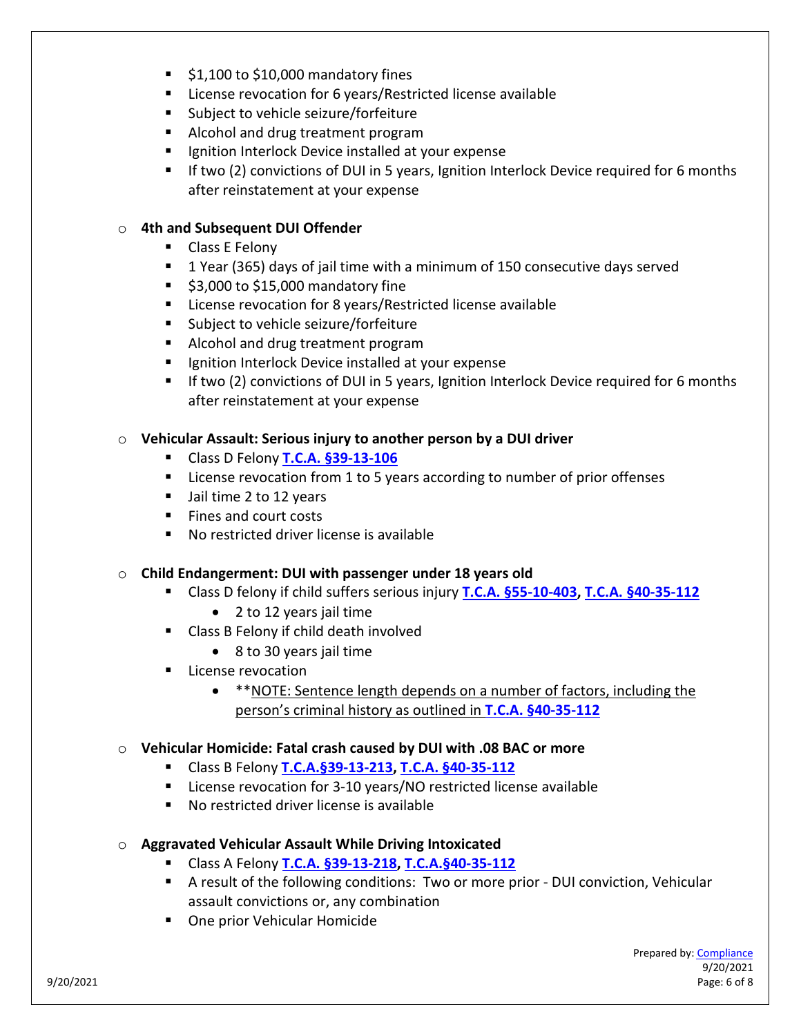- $1,100 to $10,000 mandatory fines
  - License revocation for 6 years/Restricted license available
  - Subject to vehicle seizure/forfeiture
  - Alcohol and drug treatment program
  - Ignition Interlock Device installed at your expense
  - If two (2) convictions of DUI in 5 years, Ignition Interlock Device required for 6 months after reinstatement at your expense

- **4th and Subsequent DUI Offender**
  - Class E Felony
  - 1 Year (365) days of jail time with a minimum of 150 consecutive days served
  - $3,000 to $15,000 mandatory fine
  - License revocation for 8 years/Restricted license available
  - Subject to vehicle seizure/forfeiture
  - Alcohol and drug treatment program
  - Ignition Interlock Device installed at your expense
  - If two (2) convictions of DUI in 5 years, Ignition Interlock Device required for 6 months after reinstatement at your expense

- **Vehicular Assault: Serious injury to another person by a DUI driver**
  - Class D Felony **T.C.A. §39-13-106**
  - License revocation from 1 to 5 years according to number of prior offenses
  - Jail time 2 to 12 years
  - Fines and court costs
  - No restricted driver license is available

- **Child Endangerment: DUI with passenger under 18 years old**
  - Class D felony if child suffers serious injury **T.C.A. §55-10-403**, **T.C.A. §40-35-112**
    - 2 to 12 years jail time
  - Class B Felony if child death involved
    - 8 to 30 years jail time
  - License revocation
    - **NOTE: Sentence length depends on a number of factors, including the person's criminal history as outlined in **T.C.A. §40-35-112**

- **Vehicular Homicide: Fatal crash caused by DUI with .08 BAC or more**
  - Class B Felony **T.C.A.§39-13-213**, **T.C.A. §40-35-112**
  - License revocation for 3-10 years/NO restricted license available
  - No restricted driver license is available

- **Aggravated Vehicular Assault While Driving Intoxicated**
  - Class A Felony **T.C.A. §39-13-218**, **T.C.A.§40-35-112**
  - A result of the following conditions: Two or more prior - DUI conviction, Vehicular assault convictions or, any combination
  - One prior Vehicular Homicide

Prepared by: Compliance
9/20/2021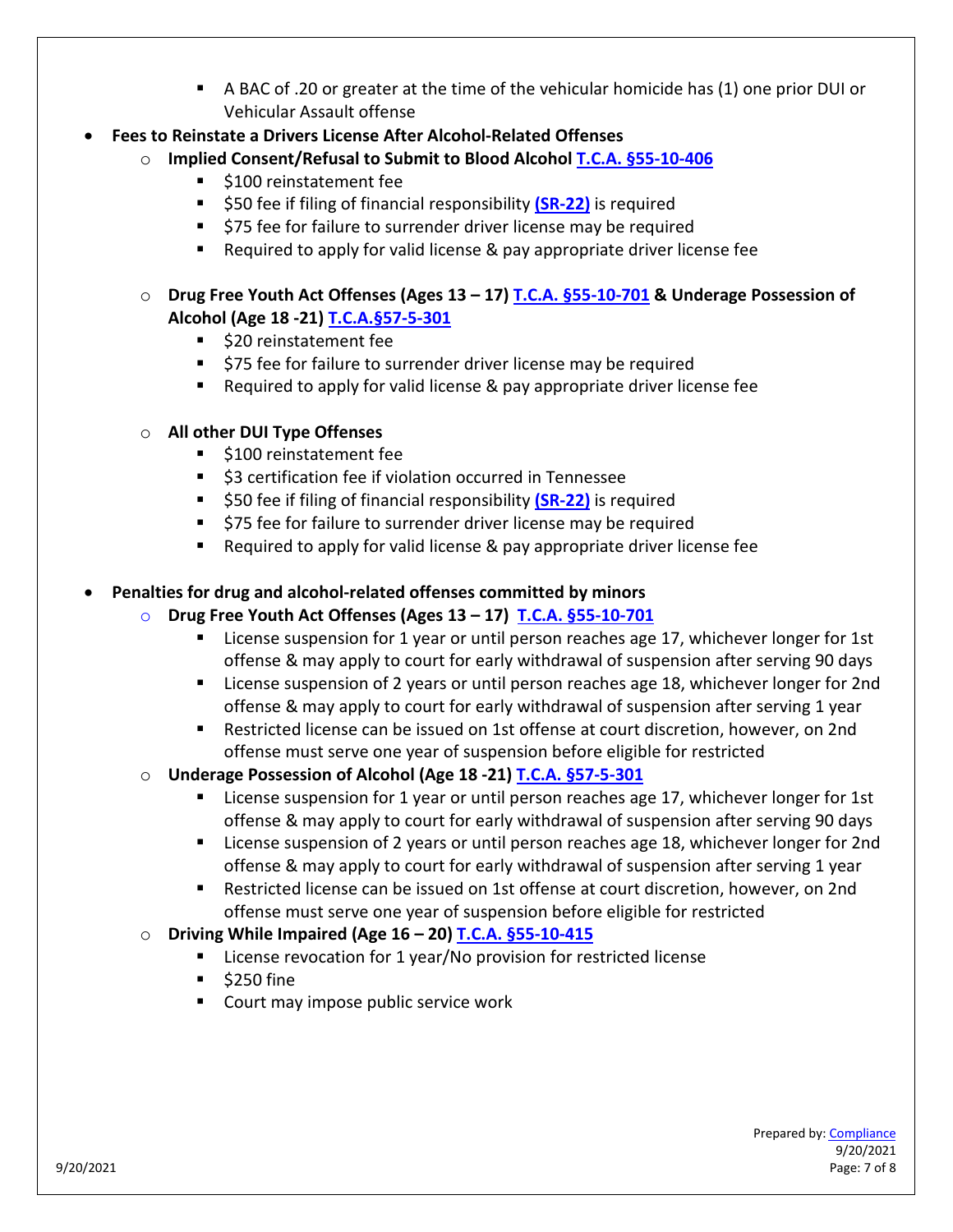- A BAC of .20 or greater at the time of the vehicular homicide has (1) one prior DUI or Vehicular Assault offense

- **Fees to Reinstate a Drivers License After Alcohol-Related Offenses**
    - **Implied Consent/Refusal to Submit to Blood Alcohol [T.C.A. §55-10-406]()**
        - $100 reinstatement fee
        - $50 fee if filing of financial responsibility **[(SR-22)]()** is required
        - $75 fee for failure to surrender driver license may be required
        - Required to apply for valid license & pay appropriate driver license fee
    - **Drug Free Youth Act Offenses (Ages 13 – 17) [T.C.A. §55-10-701]() & Underage Possession of Alcohol (Age 18 -21) [T.C.A.§57-5-301]()**
        - $20 reinstatement fee
        - $75 fee for failure to surrender driver license may be required
        - Required to apply for valid license & pay appropriate driver license fee
    - **All other DUI Type Offenses**
        - $100 reinstatement fee
        - $3 certification fee if violation occurred in Tennessee
        - $50 fee if filing of financial responsibility **[(SR-22)]()** is required
        - $75 fee for failure to surrender driver license may be required
        - Required to apply for valid license & pay appropriate driver license fee

- **Penalties for drug and alcohol-related offenses committed by minors**
    - **Drug Free Youth Act Offenses (Ages 13 – 17) [T.C.A. §55-10-701]()**
        - License suspension for 1 year or until person reaches age 17, whichever longer for 1st offense & may apply to court for early withdrawal of suspension after serving 90 days
        - License suspension of 2 years or until person reaches age 18, whichever longer for 2nd offense & may apply to court for early withdrawal of suspension after serving 1 year
        - Restricted license can be issued on 1st offense at court discretion, however, on 2nd offense must serve one year of suspension before eligible for restricted
    - **Underage Possession of Alcohol (Age 18 -21) [T.C.A. §57-5-301]()**
        - License suspension for 1 year or until person reaches age 17, whichever longer for 1st offense & may apply to court for early withdrawal of suspension after serving 90 days
        - License suspension of 2 years or until person reaches age 18, whichever longer for 2nd offense & may apply to court for early withdrawal of suspension after serving 1 year
        - Restricted license can be issued on 1st offense at court discretion, however, on 2nd offense must serve one year of suspension before eligible for restricted
    - **Driving While Impaired (Age 16 – 20) [T.C.A. §55-10-415]()**
        - License revocation for 1 year/No provision for restricted license
        - $250 fine
        - Court may impose public service work